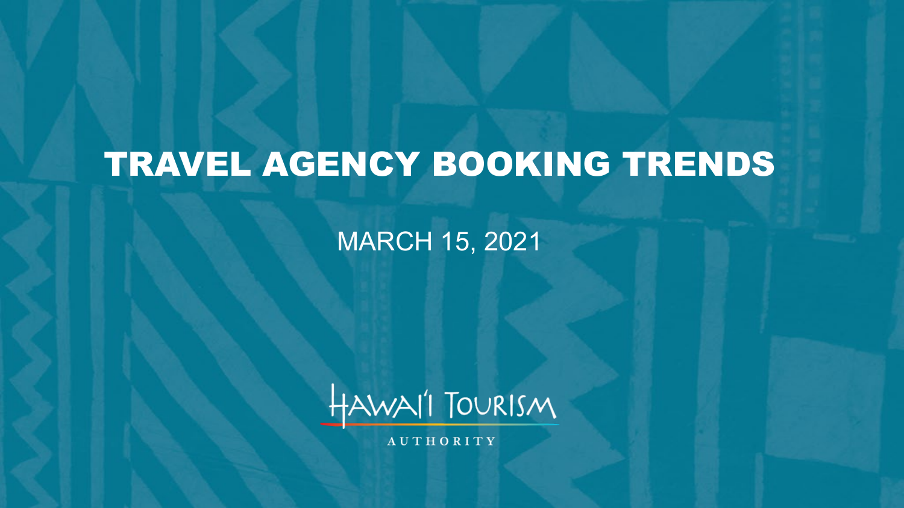# TRAVEL AGENCY BOOKING TRENDS

MARCH 15, 2021

HAWAI'I TOURISM

AUTHORITY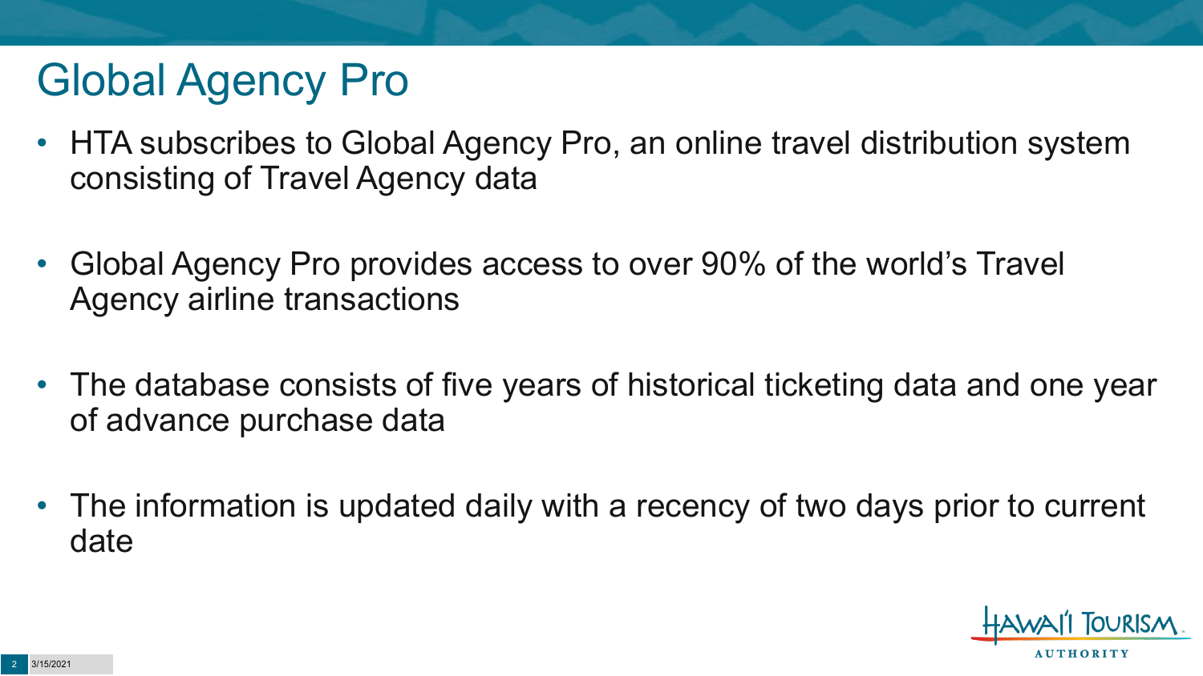# Global Agency Pro

- HTA subscribes to Global Agency Pro, an online travel distribution system consisting of Travel Agency data
- Global Agency Pro provides access to over 90% of the world's Travel Agency airline transactions
- The database consists of five years of historical ticketing data and one year of advance purchase data
- The information is updated daily with a recency of two days prior to current date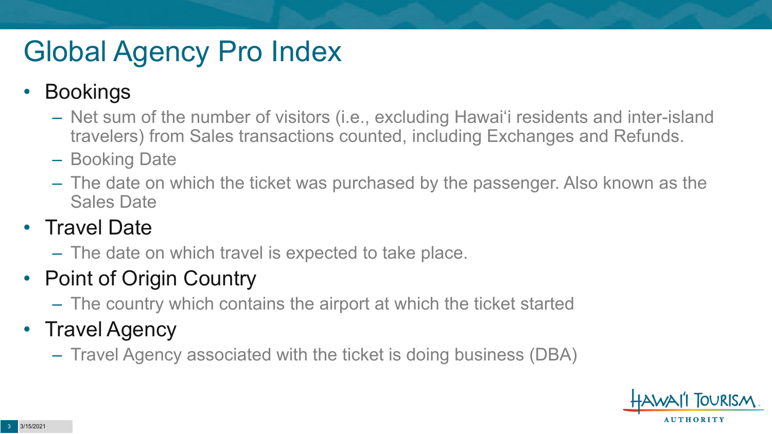# Global Agency Pro Index

- Bookings
  - Net sum of the number of visitors (i.e., excluding Hawai‘i residents and inter-island travelers) from Sales transactions counted, including Exchanges and Refunds.
  - Booking Date
  - The date on which the ticket was purchased by the passenger. Also known as the Sales Date
- Travel Date
  - The date on which travel is expected to take place.
- Point of Origin Country
  - The country which contains the airport at which the ticket started
- Travel Agency
  - Travel Agency associated with the ticket is doing business (DBA)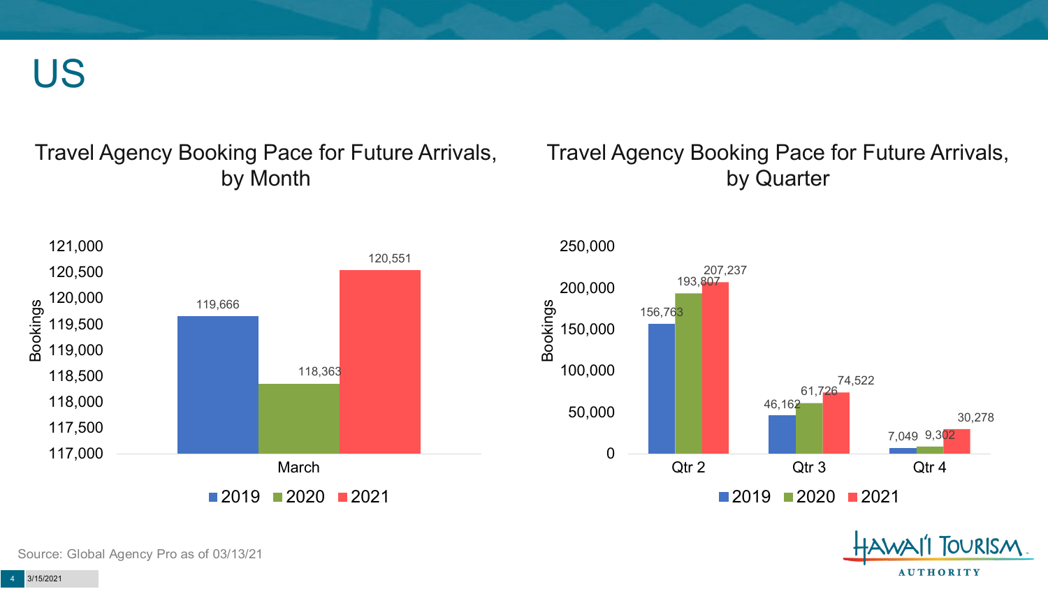# US

## Travel Agency Booking Pace for Future Arrivals, by Month

| Bookings | 2019 | 2020 | 2021 |
|---|---|---|---|
| March | 119,666 | 118,363 | 120,551 |

## Travel Agency Booking Pace for Future Arrivals, by Quarter

| Bookings | 2019 | 2020 | 2021 |
|---|---|---|---|
| Qtr 2 | 156,763 | 193,807 | 207,237 |
| Qtr 3 | 46,162 | 61,726 | 74,522 |
| Qtr 4 | 7,049 | 9,302 | 30,278 |

Source: Global Agency Pro as of 03/13/21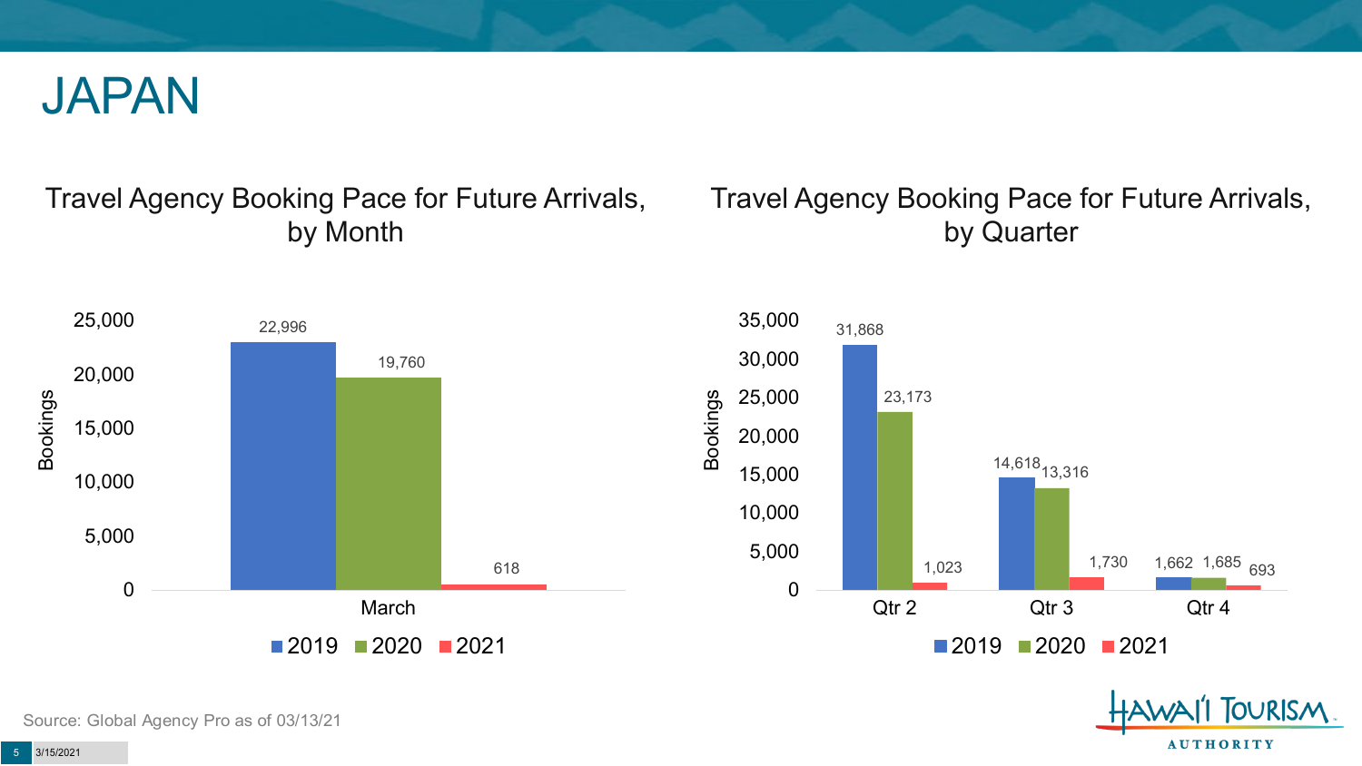# JAPAN

## Travel Agency Booking Pace for Future Arrivals, by Month

| Month | 2019 | 2020 | 2021 |
| --- | --- | --- | --- |
| March | 22,996 | 19,760 | 618 |

## Travel Agency Booking Pace for Future Arrivals, by Quarter

| Quarter | 2019 | 2020 | 2021 |
| --- | --- | --- | --- |
| Qtr 2 | 31,868 | 23,173 | 1,023 |
| Qtr 3 | 14,618 | 13,316 | 1,730 |
| Qtr 4 | 1,662 | 1,685 | 693 |

Source: Global Agency Pro as of 03/13/21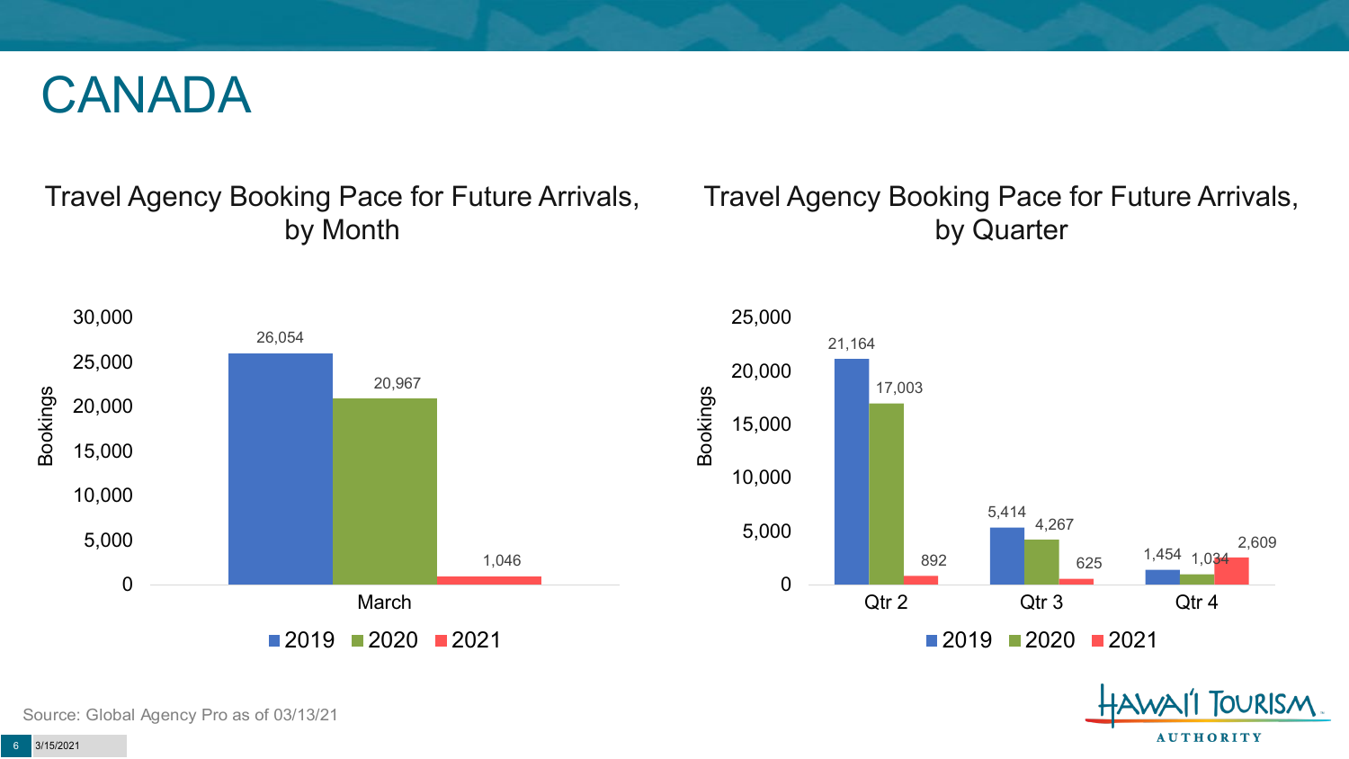# CANADA

## Travel Agency Booking Pace for Future Arrivals, by Month

| Month | 2019 | 2020 | 2021 |
| --- | --- | --- | --- |
| March | 26,054 | 20,967 | 1,046 |

## Travel Agency Booking Pace for Future Arrivals, by Quarter

| Quarter | 2019 | 2020 | 2021 |
| --- | --- | --- | --- |
| Qtr 2 | 21,164 | 17,003 | 892 |
| Qtr 3 | 5,414 | 4,267 | 625 |
| Qtr 4 | 1,454 | 1,034 | 2,609 |

Source: Global Agency Pro as of 03/13/21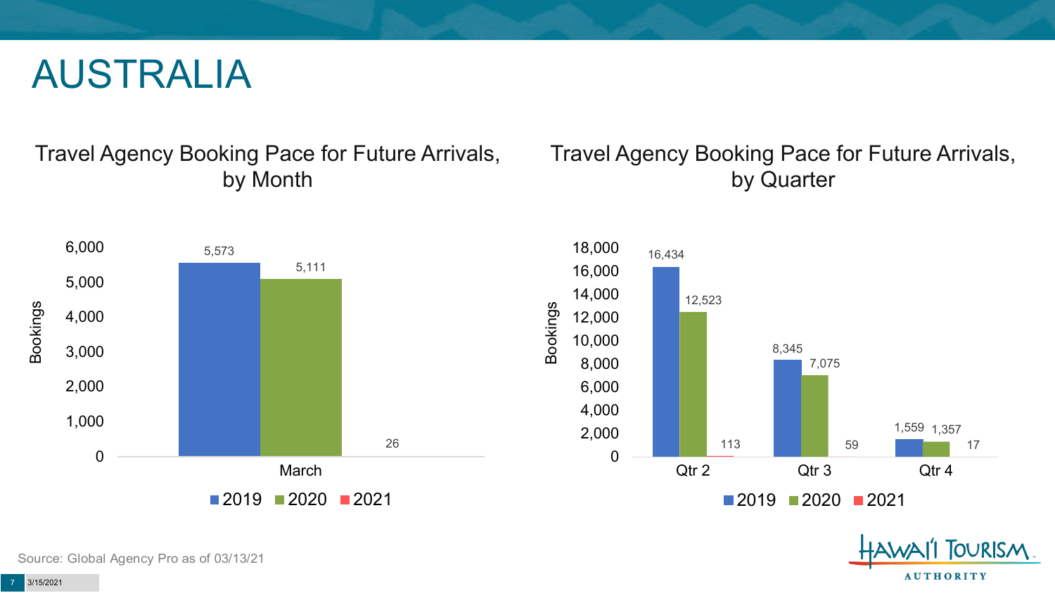# AUSTRALIA

## Travel Agency Booking Pace for Future Arrivals, by Month

| Month | 2019 | 2020 | 2021 |
|---|---|---|---|
| March | 5,573 | 5,111 | 26 |

## Travel Agency Booking Pace for Future Arrivals, by Quarter

| Quarter | 2019 | 2020 | 2021 |
|---|---|---|---|
| Qtr 2 | 16,434 | 12,523 | 113 |
| Qtr 3 | 8,345 | 7,075 | 59 |
| Qtr 4 | 1,559 | 1,357 | 17 |

Source: Global Agency Pro as of 03/13/21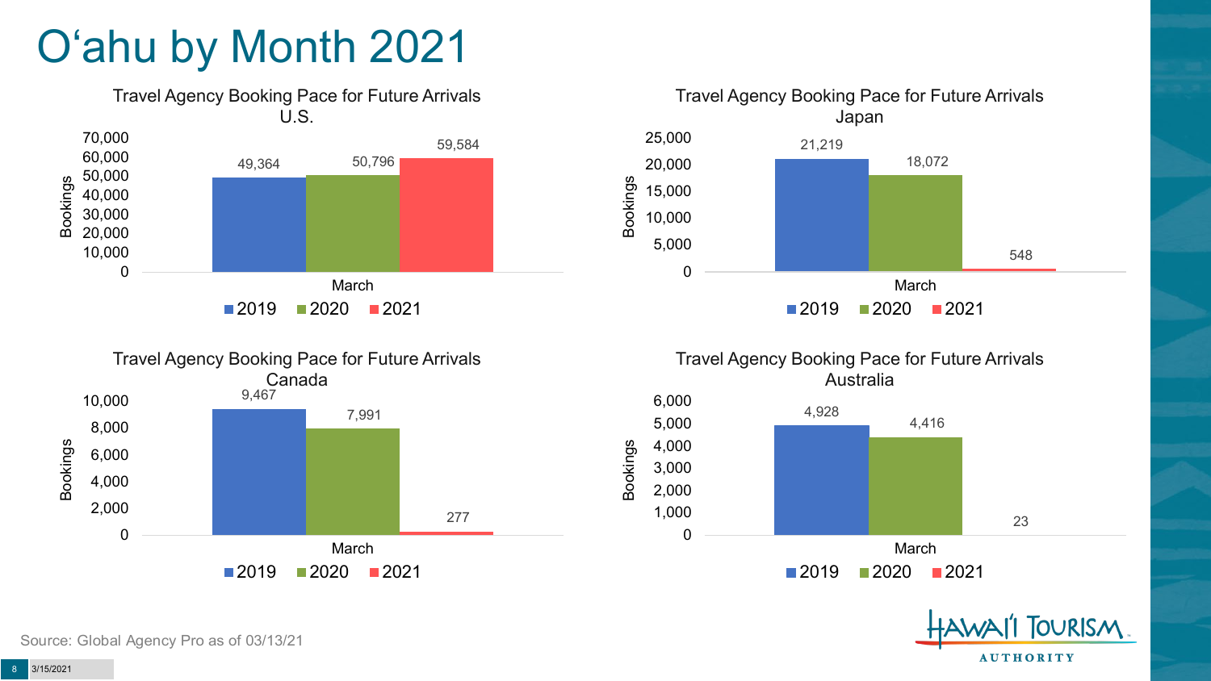# O'ahu by Month 2021

### Travel Agency Booking Pace for Future Arrivals U.S.

| March | Bookings |
|---|---|
| 2019 | 49,364 |
| 2020 | 50,796 |
| 2021 | 59,584 |

### Travel Agency Booking Pace for Future Arrivals Japan

| March | Bookings |
|---|---|
| 2019 | 21,219 |
| 2020 | 18,072 |
| 2021 | 548 |

### Travel Agency Booking Pace for Future Arrivals Canada

| March | Bookings |
|---|---|
| 2019 | 9,467 |
| 2020 | 7,991 |
| 2021 | 277 |

### Travel Agency Booking Pace for Future Arrivals Australia

| March | Bookings |
|---|---|
| 2019 | 4,928 |
| 2020 | 4,416 |
| 2021 | 23 |

Source: Global Agency Pro as of 03/13/21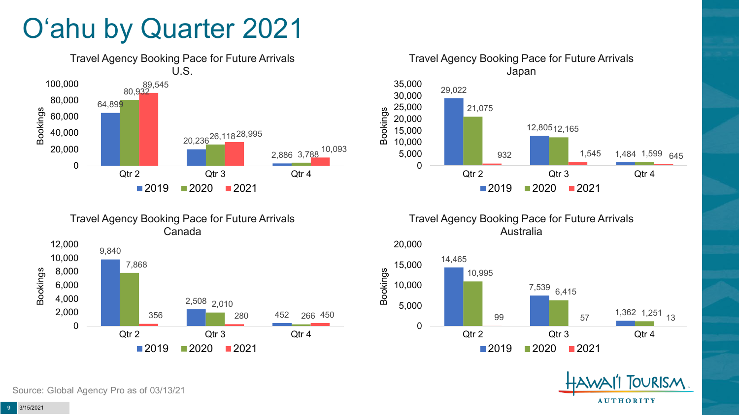# O'ahu by Quarter 2021

## Travel Agency Booking Pace for Future Arrivals U.S.

| Bookings | 2019 | 2020 | 2021 |
|---|---|---|---|
| Qtr 2 | 64,899 | 80,932 | 89,545 |
| Qtr 3 | 20,236 | 26,118 | 28,995 |
| Qtr 4 | 2,886 | 3,788 | 10,093 |

## Travel Agency Booking Pace for Future Arrivals Japan

| Bookings | 2019 | 2020 | 2021 |
|---|---|---|---|
| Qtr 2 | 29,022 | 21,075 | 932 |
| Qtr 3 | 12,805 | 12,165 | 1,545 |
| Qtr 4 | 1,484 | 1,599 | 645 |

## Travel Agency Booking Pace for Future Arrivals Canada

| Bookings | 2019 | 2020 | 2021 |
|---|---|---|---|
| Qtr 2 | 9,840 | 7,868 | 356 |
| Qtr 3 | 2,508 | 2,010 | 280 |
| Qtr 4 | 452 | 266 | 450 |

## Travel Agency Booking Pace for Future Arrivals Australia

| Bookings | 2019 | 2020 | 2021 |
|---|---|---|---|
| Qtr 2 | 14,465 | 10,995 | 99 |
| Qtr 3 | 7,539 | 6,415 | 57 |
| Qtr 4 | 1,362 | 1,251 | 13 |

Source: Global Agency Pro as of 03/13/21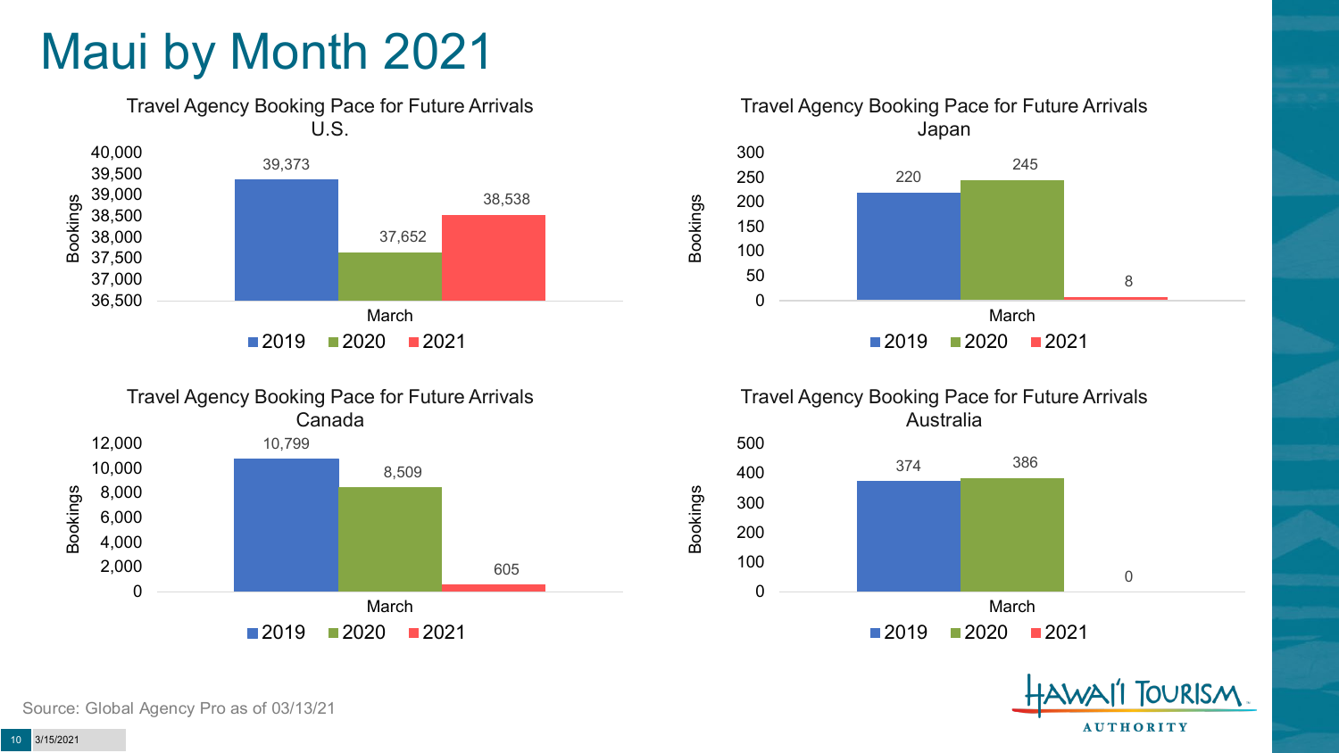# Maui by Month 2021

### Travel Agency Booking Pace for Future Arrivals U.S.

| March | Bookings |
|---|---|
| 2019 | 39,373 |
| 2020 | 37,652 |
| 2021 | 38,538 |

### Travel Agency Booking Pace for Future Arrivals Japan

| March | Bookings |
|---|---|
| 2019 | 220 |
| 2020 | 245 |
| 2021 | 8 |

### Travel Agency Booking Pace for Future Arrivals Canada

| March | Bookings |
|---|---|
| 2019 | 10,799 |
| 2020 | 8,509 |
| 2021 | 605 |

### Travel Agency Booking Pace for Future Arrivals Australia

| March | Bookings |
|---|---|
| 2019 | 374 |
| 2020 | 386 |
| 2021 | 0 |

Source: Global Agency Pro as of 03/13/21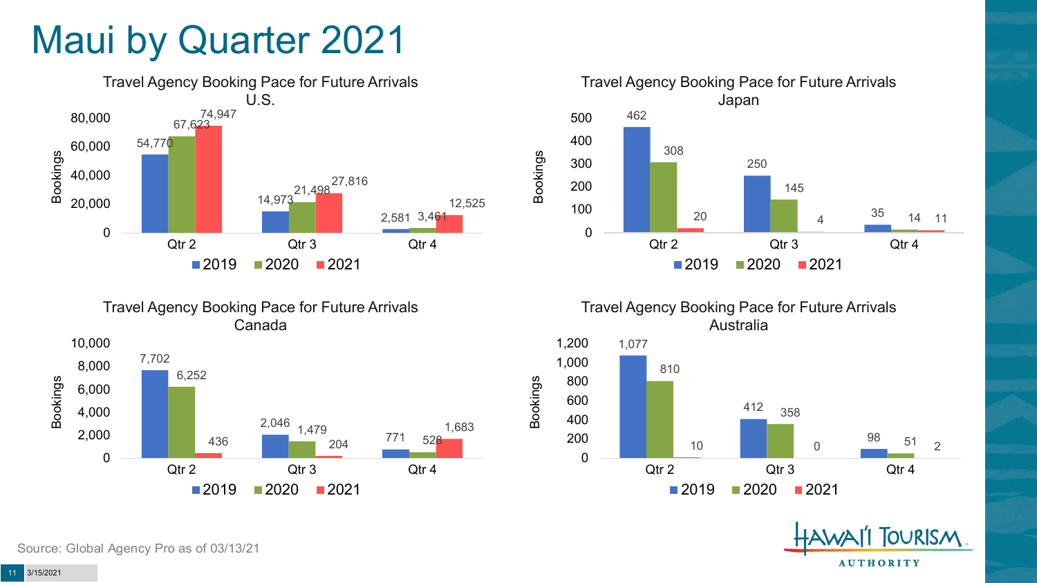# Maui by Quarter 2021

### Travel Agency Booking Pace for Future Arrivals U.S.

| Bookings | 2019 | 2020 | 2021 |
|---|---|---|---|
| Qtr 2 | 54,770 | 67,623 | 74,947 |
| Qtr 3 | 14,973 | 21,498 | 27,816 |
| Qtr 4 | 2,581 | 3,461 | 12,525 |

### Travel Agency Booking Pace for Future Arrivals Japan

| Bookings | 2019 | 2020 | 2021 |
|---|---|---|---|
| Qtr 2 | 462 | 308 | 20 |
| Qtr 3 | 250 | 145 | 4 |
| Qtr 4 | 35 | 14 | 11 |

### Travel Agency Booking Pace for Future Arrivals Canada

| Bookings | 2019 | 2020 | 2021 |
|---|---|---|---|
| Qtr 2 | 7,702 | 6,252 | 436 |
| Qtr 3 | 2,046 | 1,479 | 204 |
| Qtr 4 | 771 | 528 | 1,683 |

### Travel Agency Booking Pace for Future Arrivals Australia

| Bookings | 2019 | 2020 | 2021 |
|---|---|---|---|
| Qtr 2 | 1,077 | 810 | 10 |
| Qtr 3 | 412 | 358 | 0 |
| Qtr 4 | 98 | 51 | 2 |

Source: Global Agency Pro as of 03/13/21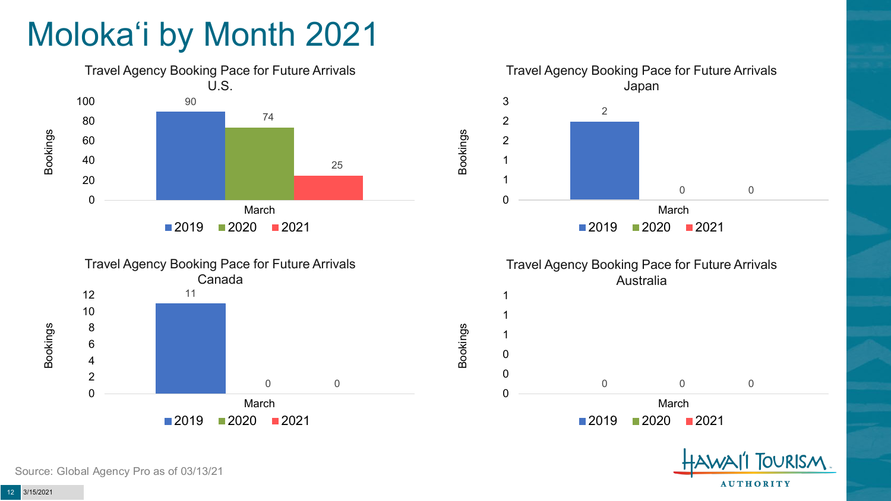# Moloka'i by Month 2021

### Travel Agency Booking Pace for Future Arrivals U.S.

| Month | 2019 | 2020 | 2021 |
|---|---|---|---|
| March | 90 | 74 | 25 |

### Travel Agency Booking Pace for Future Arrivals Japan

| Month | 2019 | 2020 | 2021 |
|---|---|---|---|
| March | 2 | 0 | 0 |

### Travel Agency Booking Pace for Future Arrivals Canada

| Month | 2019 | 2020 | 2021 |
|---|---|---|---|
| March | 11 | 0 | 0 |

### Travel Agency Booking Pace for Future Arrivals Australia

| Month | 2019 | 2020 | 2021 |
|---|---|---|---|
| March | 0 | 0 | 0 |

Source: Global Agency Pro as of 03/13/21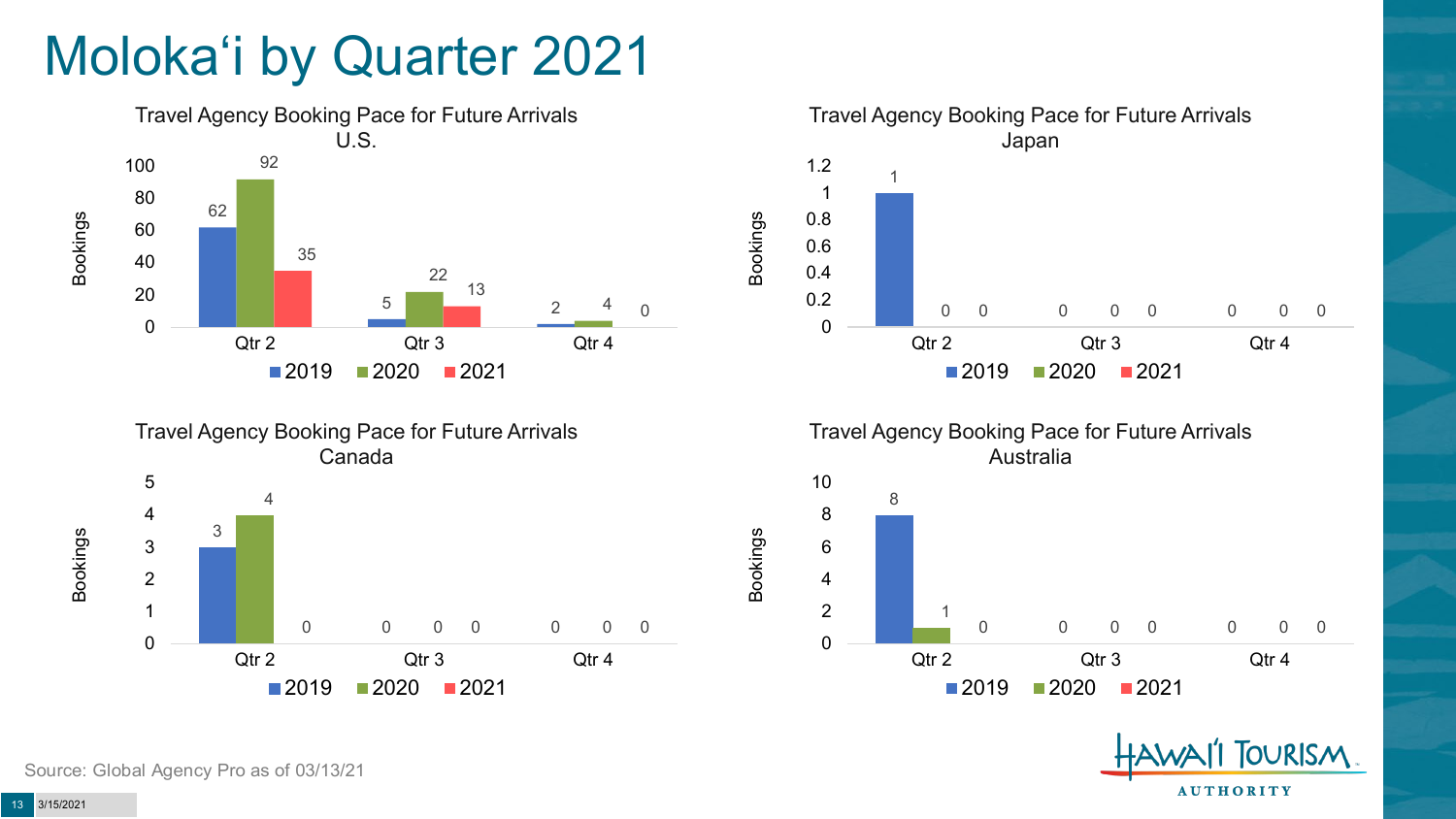# Molokaʻi by Quarter 2021

**Travel Agency Booking Pace for Future Arrivals U.S.**

| Bookings | 2019 | 2020 | 2021 |
|---|---|---|---|
| Qtr 2 | 62 | 92 | 35 |
| Qtr 3 | 5 | 22 | 13 |
| Qtr 4 | 2 | 4 | 0 |

**Travel Agency Booking Pace for Future Arrivals Japan**

| Bookings | 2019 | 2020 | 2021 |
|---|---|---|---|
| Qtr 2 | 1 | 0 | 0 |
| Qtr 3 | 0 | 0 | 0 |
| Qtr 4 | 0 | 0 | 0 |

**Travel Agency Booking Pace for Future Arrivals Canada**

| Bookings | 2019 | 2020 | 2021 |
|---|---|---|---|
| Qtr 2 | 3 | 4 | 0 |
| Qtr 3 | 0 | 0 | 0 |
| Qtr 4 | 0 | 0 | 0 |

**Travel Agency Booking Pace for Future Arrivals Australia**

| Bookings | 2019 | 2020 | 2021 |
|---|---|---|---|
| Qtr 2 | 8 | 1 | 0 |
| Qtr 3 | 0 | 0 | 0 |
| Qtr 4 | 0 | 0 | 0 |

Source: Global Agency Pro as of 03/13/21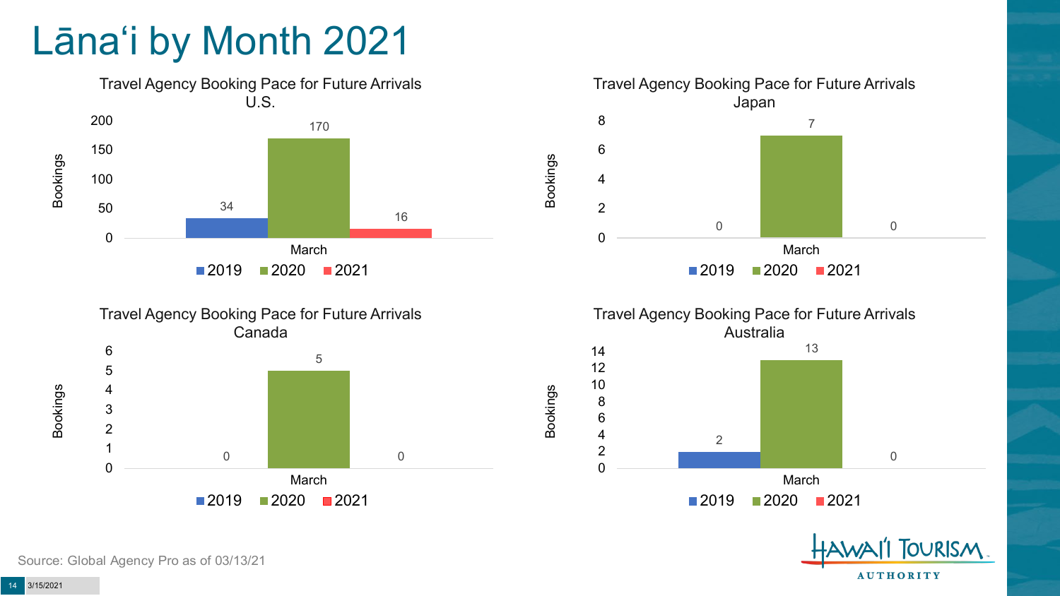# Lānaʻi by Month 2021

### Travel Agency Booking Pace for Future Arrivals U.S.

| | 2019 | 2020 | 2021 |
|---|---|---|---|
| March | 34 | 170 | 16 |

### Travel Agency Booking Pace for Future Arrivals Japan

| | 2019 | 2020 | 2021 |
|---|---|---|---|
| March | 0 | 7 | 0 |

### Travel Agency Booking Pace for Future Arrivals Canada

| | 2019 | 2020 | 2021 |
|---|---|---|---|
| March | 0 | 5 | 0 |

### Travel Agency Booking Pace for Future Arrivals Australia

| | 2019 | 2020 | 2021 |
|---|---|---|---|
| March | 2 | 13 | 0 |

Source: Global Agency Pro as of 03/13/21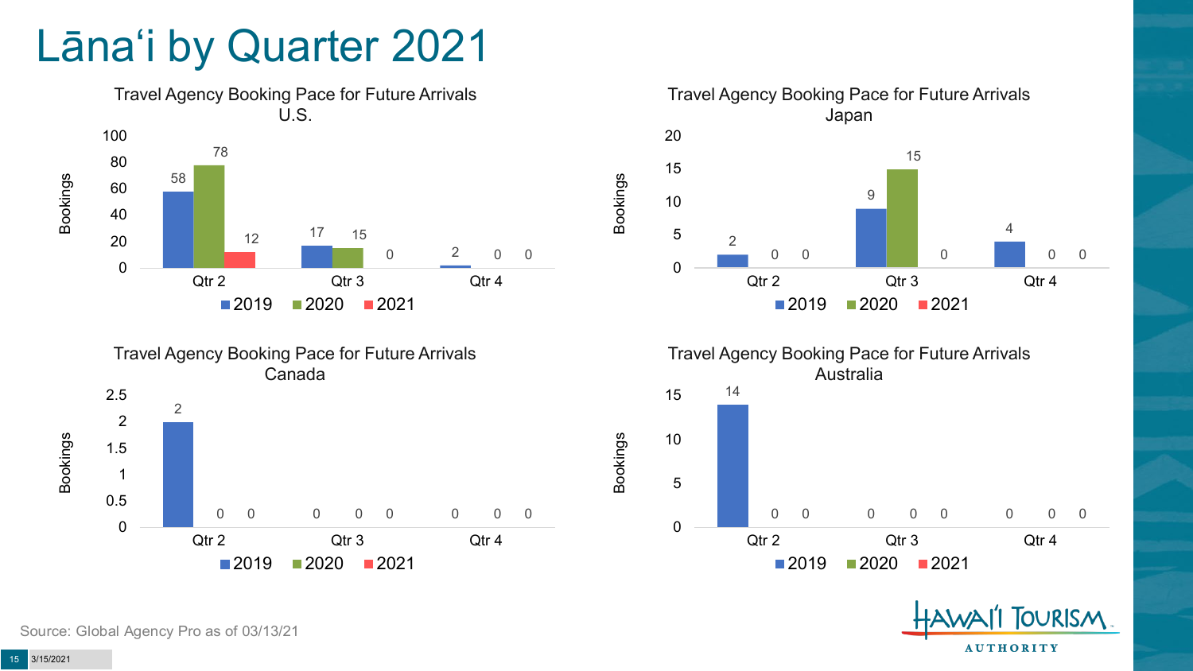# Lānaʻi by Quarter 2021

### Travel Agency Booking Pace for Future Arrivals U.S.

| Bookings | 2019 | 2020 | 2021 |
|---|---|---|---|
| Qtr 2 | 58 | 78 | 12 |
| Qtr 3 | 17 | 15 | 0 |
| Qtr 4 | 2 | 0 | 0 |

### Travel Agency Booking Pace for Future Arrivals Japan

| Bookings | 2019 | 2020 | 2021 |
|---|---|---|---|
| Qtr 2 | 2 | 0 | 0 |
| Qtr 3 | 9 | 15 | 0 |
| Qtr 4 | 4 | 0 | 0 |

### Travel Agency Booking Pace for Future Arrivals Canada

| Bookings | 2019 | 2020 | 2021 |
|---|---|---|---|
| Qtr 2 | 2 | 0 | 0 |
| Qtr 3 | 0 | 0 | 0 |
| Qtr 4 | 0 | 0 | 0 |

### Travel Agency Booking Pace for Future Arrivals Australia

| Bookings | 2019 | 2020 | 2021 |
|---|---|---|---|
| Qtr 2 | 14 | 0 | 0 |
| Qtr 3 | 0 | 0 | 0 |
| Qtr 4 | 0 | 0 | 0 |

Source: Global Agency Pro as of 03/13/21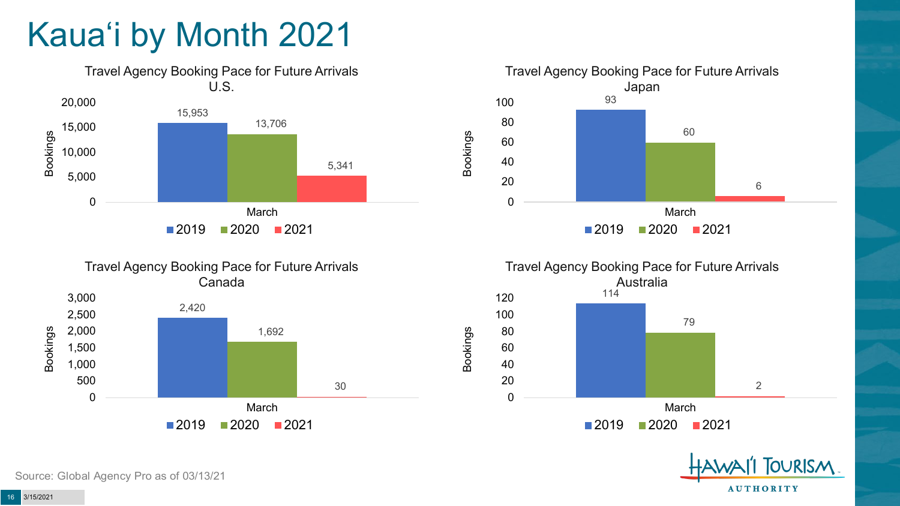# Kauaʻi by Month 2021

### Travel Agency Booking Pace for Future Arrivals U.S.

| Month | 2019 | 2020 | 2021 |
|---|---|---|---|
| March | 15,953 | 13,706 | 5,341 |

### Travel Agency Booking Pace for Future Arrivals Japan

| Month | 2019 | 2020 | 2021 |
|---|---|---|---|
| March | 93 | 60 | 6 |

### Travel Agency Booking Pace for Future Arrivals Canada

| Month | 2019 | 2020 | 2021 |
|---|---|---|---|
| March | 2,420 | 1,692 | 30 |

### Travel Agency Booking Pace for Future Arrivals Australia

| Month | 2019 | 2020 | 2021 |
|---|---|---|---|
| March | 114 | 79 | 2 |

Source: Global Agency Pro as of 03/13/21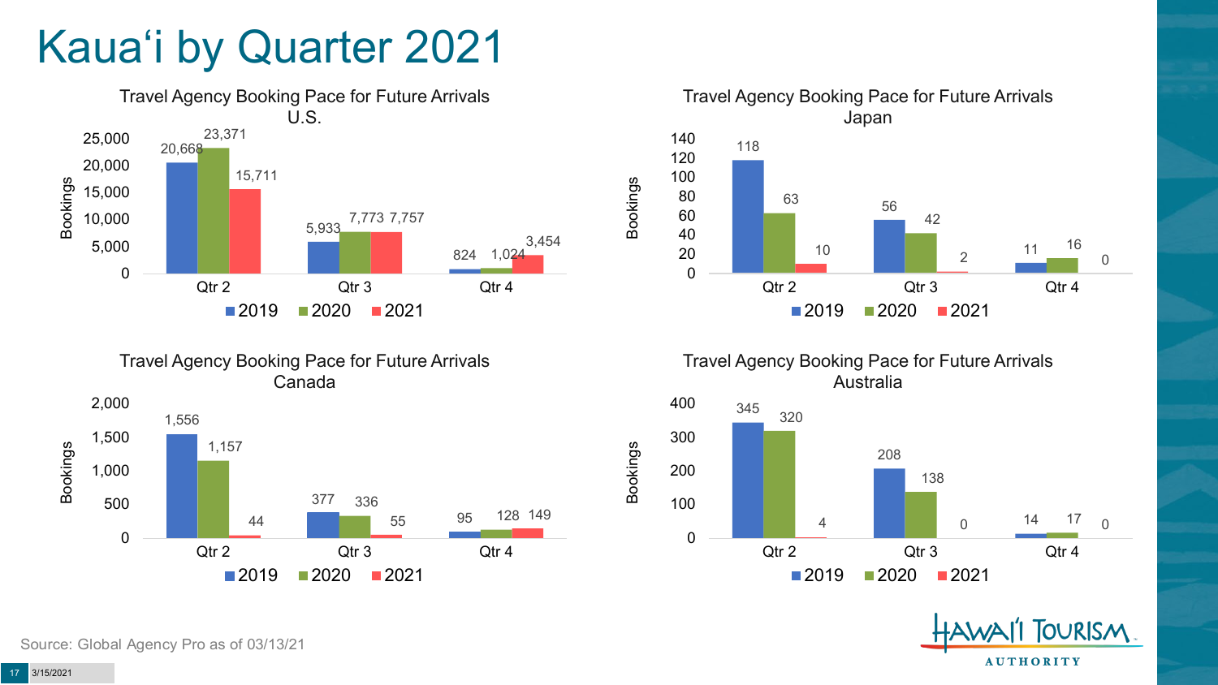# Kaua'i by Quarter 2021

### Travel Agency Booking Pace for Future Arrivals U.S.

| | 2019 | 2020 | 2021 |
|---|---|---|---|
| Qtr 2 | 20,668 | 23,371 | 15,711 |
| Qtr 3 | 5,933 | 7,773 | 7,757 |
| Qtr 4 | 824 | 1,024 | 3,454 |

### Travel Agency Booking Pace for Future Arrivals Japan

| | 2019 | 2020 | 2021 |
|---|---|---|---|
| Qtr 2 | 118 | 63 | 10 |
| Qtr 3 | 56 | 42 | 2 |
| Qtr 4 | 11 | 16 | 0 |

### Travel Agency Booking Pace for Future Arrivals Canada

| | 2019 | 2020 | 2021 |
|---|---|---|---|
| Qtr 2 | 1,556 | 1,157 | 44 |
| Qtr 3 | 377 | 336 | 55 |
| Qtr 4 | 95 | 128 | 149 |

### Travel Agency Booking Pace for Future Arrivals Australia

| | 2019 | 2020 | 2021 |
|---|---|---|---|
| Qtr 2 | 345 | 320 | 4 |
| Qtr 3 | 208 | 138 | 0 |
| Qtr 4 | 14 | 17 | 0 |

Source: Global Agency Pro as of 03/13/21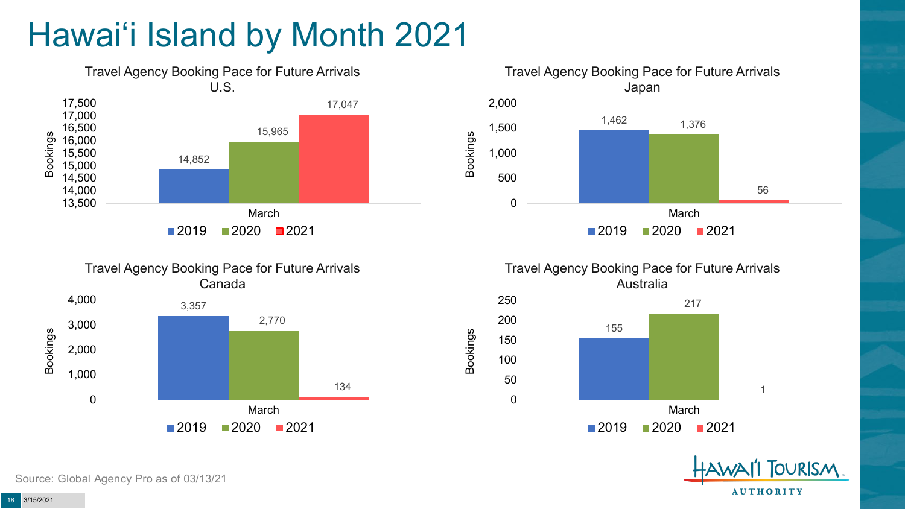# Hawai'i Island by Month 2021

**Travel Agency Booking Pace for Future Arrivals U.S.**

| Bookings | 2019 | 2020 | 2021 |
|---|---|---|---|
| March | 14,852 | 15,965 | 17,047 |

**Travel Agency Booking Pace for Future Arrivals Japan**

| Bookings | 2019 | 2020 | 2021 |
|---|---|---|---|
| March | 1,462 | 1,376 | 56 |

**Travel Agency Booking Pace for Future Arrivals Canada**

| Bookings | 2019 | 2020 | 2021 |
|---|---|---|---|
| March | 3,357 | 2,770 | 134 |

**Travel Agency Booking Pace for Future Arrivals Australia**

| Bookings | 2019 | 2020 | 2021 |
|---|---|---|---|
| March | 155 | 217 | 1 |

Source: Global Agency Pro as of 03/13/21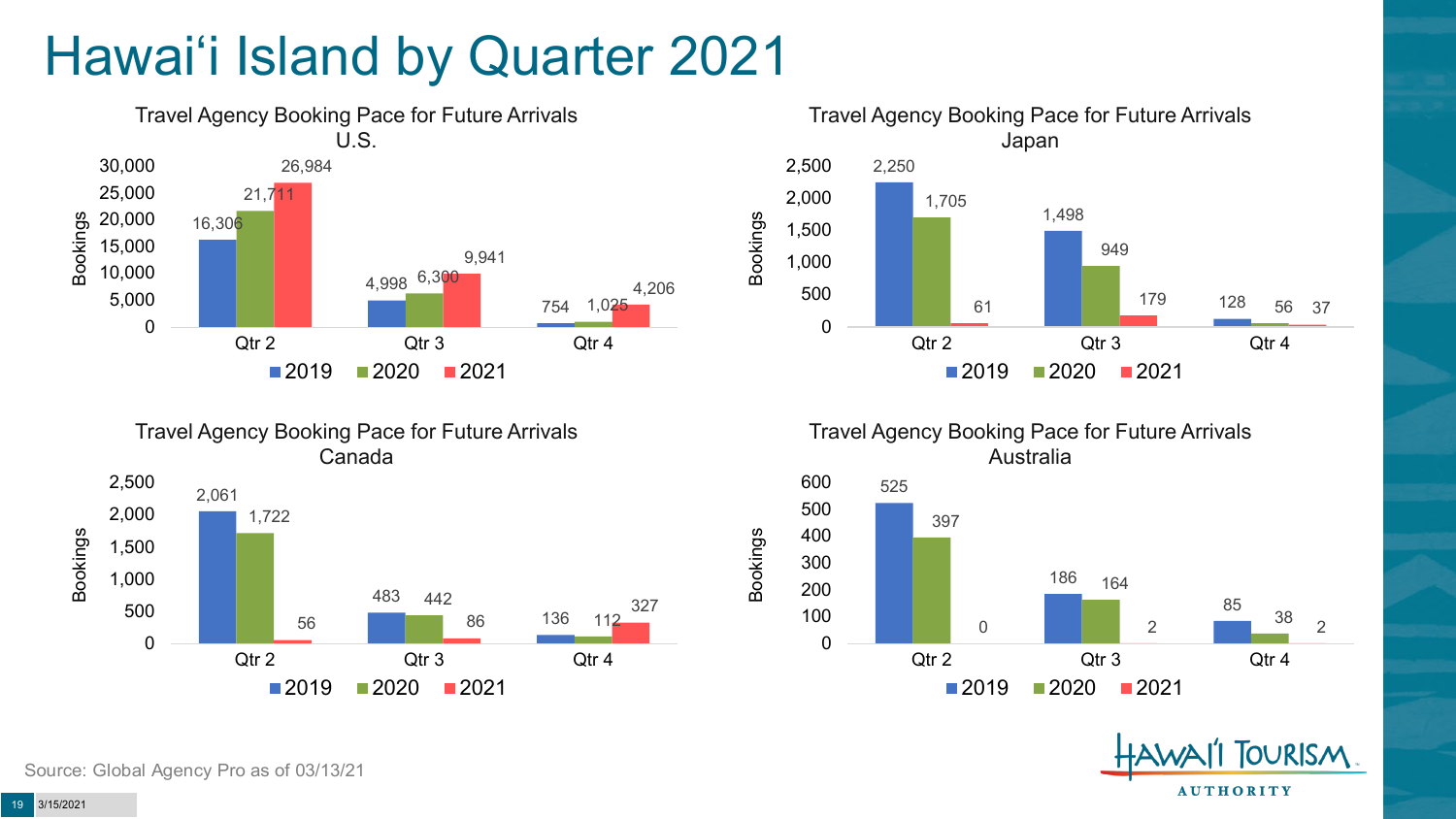# Hawai'i Island by Quarter 2021

Travel Agency Booking Pace for Future Arrivals
U.S.

Bookings

30,000
25,000
20,000
15,000
10,000
5,000
0

16,306
21,711
26,984
4,998
6,300
9,941
754
1,025
4,206

Qtr 2
Qtr 3
Qtr 4

2019 2020 2021

Travel Agency Booking Pace for Future Arrivals
Japan

Bookings

2,500
2,000
1,500
1,000
500
0

2,250
1,705
61
1,498
949
179
128
56
37

Qtr 2
Qtr 3
Qtr 4

2019 2020 2021

Travel Agency Booking Pace for Future Arrivals
Canada

Bookings

2,500
2,000
1,500
1,000
500
0

2,061
1,722
56
483
442
86
136
112
327

Qtr 2
Qtr 3
Qtr 4

2019 2020 2021

Travel Agency Booking Pace for Future Arrivals
Australia

Bookings

600
500
400
300
200
100
0

525
397
0
186
164
2
85
38
2

Qtr 2
Qtr 3
Qtr 4

2019 2020 2021

Source: Global Agency Pro as of 03/13/21